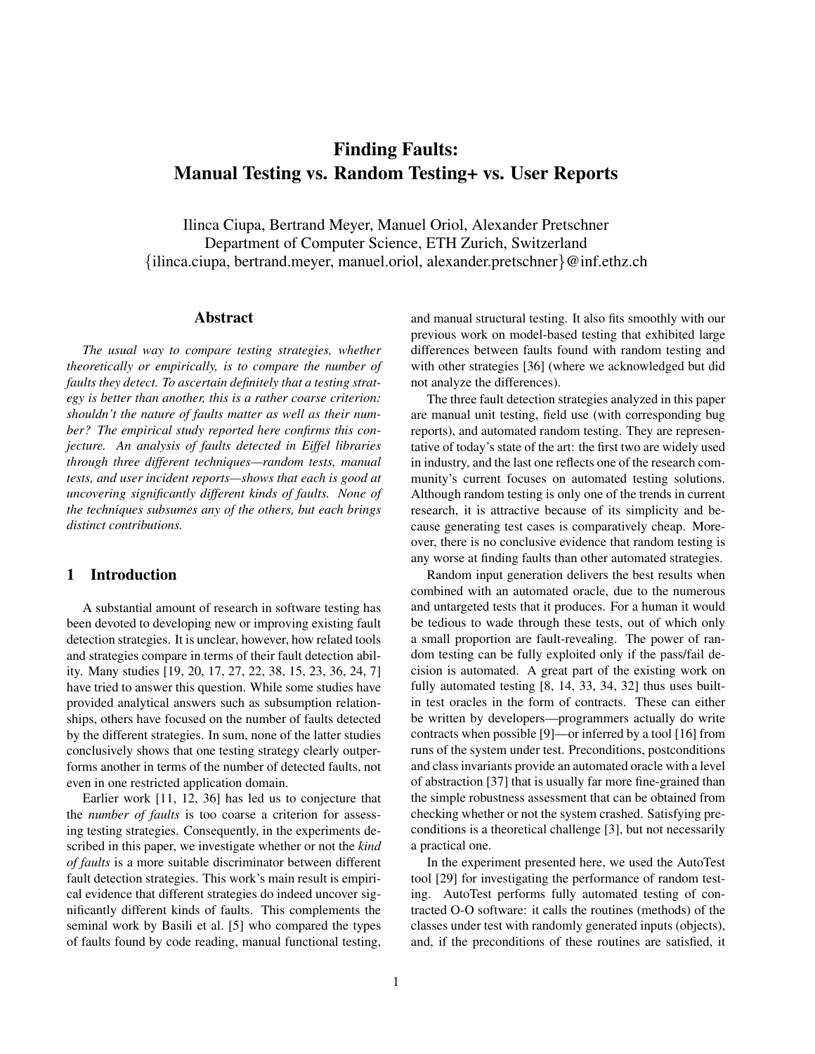# Finding Faults: Manual Testing vs. Random Testing+ vs. User Reports

Ilinca Ciupa, Bertrand Meyer, Manuel Oriol, Alexander Pretschner
Department of Computer Science, ETH Zurich, Switzerland
{ilinca.ciupa, bertrand.meyer, manuel.oriol, alexander.pretschner}@inf.ethz.ch

## Abstract

*The usual way to compare testing strategies, whether theoretically or empirically, is to compare the number of faults they detect. To ascertain definitely that a testing strategy is better than another, this is a rather coarse criterion: shouldn't the nature of faults matter as well as their number? The empirical study reported here confirms this conjecture. An analysis of faults detected in Eiffel libraries through three different techniques—random tests, manual tests, and user incident reports—shows that each is good at uncovering significantly different kinds of faults. None of the techniques subsumes any of the others, but each brings distinct contributions.*

## 1 Introduction

A substantial amount of research in software testing has been devoted to developing new or improving existing fault detection strategies. It is unclear, however, how related tools and strategies compare in terms of their fault detection ability. Many studies [19, 20, 17, 27, 22, 38, 15, 23, 36, 24, 7] have tried to answer this question. While some studies have provided analytical answers such as subsumption relationships, others have focused on the number of faults detected by the different strategies. In sum, none of the latter studies conclusively shows that one testing strategy clearly outperforms another in terms of the number of detected faults, not even in one restricted application domain.

Earlier work [11, 12, 36] has led us to conjecture that the *number of faults* is too coarse a criterion for assessing testing strategies. Consequently, in the experiments described in this paper, we investigate whether or not the *kind of faults* is a more suitable discriminator between different fault detection strategies. This work's main result is empirical evidence that different strategies do indeed uncover significantly different kinds of faults. This complements the seminal work by Basili et al. [5] who compared the types of faults found by code reading, manual functional testing, and manual structural testing. It also fits smoothly with our previous work on model-based testing that exhibited large differences between faults found with random testing and with other strategies [36] (where we acknowledged but did not analyze the differences).

The three fault detection strategies analyzed in this paper are manual unit testing, field use (with corresponding bug reports), and automated random testing. They are representative of today's state of the art: the first two are widely used in industry, and the last one reflects one of the research community's current focuses on automated testing solutions. Although random testing is only one of the trends in current research, it is attractive because of its simplicity and because generating test cases is comparatively cheap. Moreover, there is no conclusive evidence that random testing is any worse at finding faults than other automated strategies.

Random input generation delivers the best results when combined with an automated oracle, due to the numerous and untargeted tests that it produces. For a human it would be tedious to wade through these tests, out of which only a small proportion are fault-revealing. The power of random testing can be fully exploited only if the pass/fail decision is automated. A great part of the existing work on fully automated testing [8, 14, 33, 34, 32] thus uses built-in test oracles in the form of contracts. These can either be written by developers—programmers actually do write contracts when possible [9]—or inferred by a tool [16] from runs of the system under test. Preconditions, postconditions and class invariants provide an automated oracle with a level of abstraction [37] that is usually far more fine-grained than the simple robustness assessment that can be obtained from checking whether or not the system crashed. Satisfying preconditions is a theoretical challenge [3], but not necessarily a practical one.

In the experiment presented here, we used the AutoTest tool [29] for investigating the performance of random testing. AutoTest performs fully automated testing of contracted O-O software: it calls the routines (methods) of the classes under test with randomly generated inputs (objects), and, if the preconditions of these routines are satisfied, it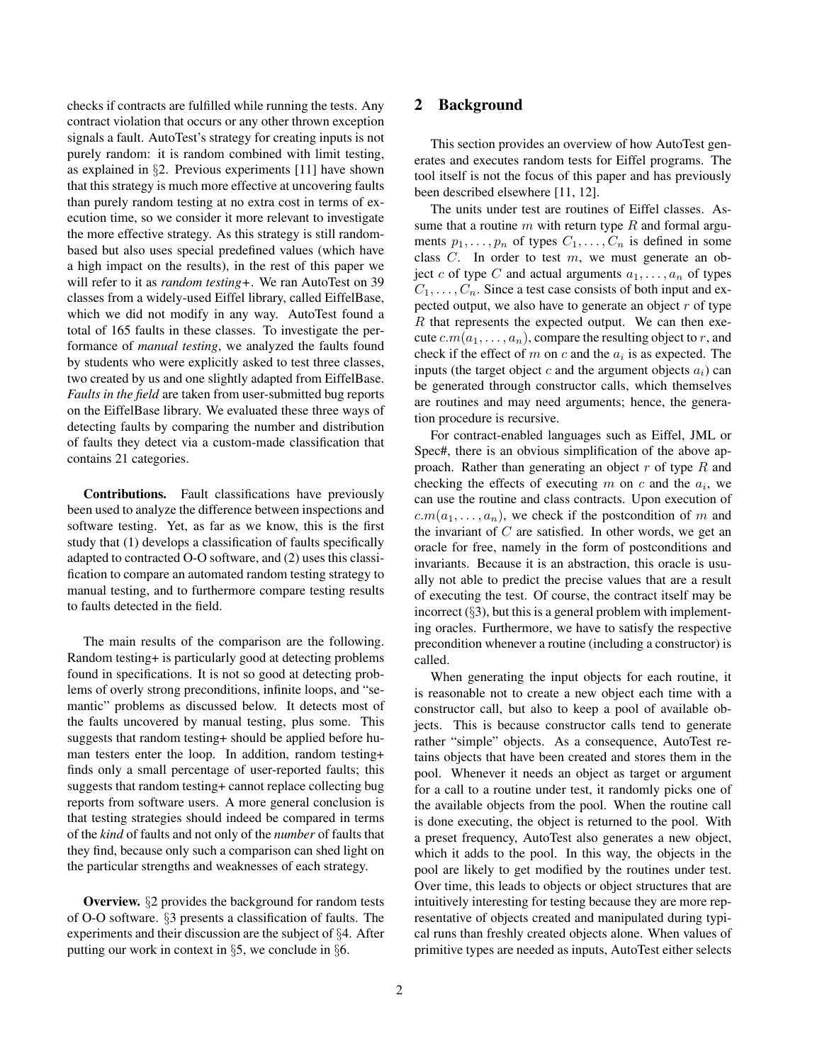checks if contracts are fulfilled while running the tests. Any contract violation that occurs or any other thrown exception signals a fault. AutoTest's strategy for creating inputs is not purely random: it is random combined with limit testing, as explained in §2. Previous experiments [11] have shown that this strategy is much more effective at uncovering faults than purely random testing at no extra cost in terms of execution time, so we consider it more relevant to investigate the more effective strategy. As this strategy is still random-based but also uses special predefined values (which have a high impact on the results), in the rest of this paper we will refer to it as *random testing+*. We ran AutoTest on 39 classes from a widely-used Eiffel library, called EiffelBase, which we did not modify in any way. AutoTest found a total of 165 faults in these classes. To investigate the performance of *manual testing*, we analyzed the faults found by students who were explicitly asked to test three classes, two created by us and one slightly adapted from EiffelBase. *Faults in the field* are taken from user-submitted bug reports on the EiffelBase library. We evaluated these three ways of detecting faults by comparing the number and distribution of faults they detect via a custom-made classification that contains 21 categories.

**Contributions.** Fault classifications have previously been used to analyze the difference between inspections and software testing. Yet, as far as we know, this is the first study that (1) develops a classification of faults specifically adapted to contracted O-O software, and (2) uses this classification to compare an automated random testing strategy to manual testing, and to furthermore compare testing results to faults detected in the field.

The main results of the comparison are the following. Random testing+ is particularly good at detecting problems found in specifications. It is not so good at detecting problems of overly strong preconditions, infinite loops, and "semantic" problems as discussed below. It detects most of the faults uncovered by manual testing, plus some. This suggests that random testing+ should be applied before human testers enter the loop. In addition, random testing+ finds only a small percentage of user-reported faults; this suggests that random testing+ cannot replace collecting bug reports from software users. A more general conclusion is that testing strategies should indeed be compared in terms of the *kind* of faults and not only of the *number* of faults that they find, because only such a comparison can shed light on the particular strengths and weaknesses of each strategy.

**Overview.** §2 provides the background for random tests of O-O software. §3 presents a classification of faults. The experiments and their discussion are the subject of §4. After putting our work in context in §5, we conclude in §6.

## 2 Background

This section provides an overview of how AutoTest generates and executes random tests for Eiffel programs. The tool itself is not the focus of this paper and has previously been described elsewhere [11, 12].

The units under test are routines of Eiffel classes. Assume that a routine $m$ with return type $R$ and formal arguments $p_1, \ldots, p_n$ of types $C_1, \ldots, C_n$ is defined in some class $C$. In order to test $m$, we must generate an object $c$ of type $C$ and actual arguments $a_1, \ldots, a_n$ of types $C_1, \ldots, C_n$. Since a test case consists of both input and expected output, we also have to generate an object $r$ of type $R$ that represents the expected output. We can then execute $c.m(a_1, \ldots, a_n)$, compare the resulting object to $r$, and check if the effect of $m$ on $c$ and the $a_i$ is as expected. The inputs (the target object $c$ and the argument objects $a_i$) can be generated through constructor calls, which themselves are routines and may need arguments; hence, the generation procedure is recursive.

For contract-enabled languages such as Eiffel, JML or Spec#, there is an obvious simplification of the above approach. Rather than generating an object $r$ of type $R$ and checking the effects of executing $m$ on $c$ and the $a_i$, we can use the routine and class contracts. Upon execution of $c.m(a_1, \ldots, a_n)$, we check if the postcondition of $m$ and the invariant of $C$ are satisfied. In other words, we get an oracle for free, namely in the form of postconditions and invariants. Because it is an abstraction, this oracle is usually not able to predict the precise values that are a result of executing the test. Of course, the contract itself may be incorrect (§3), but this is a general problem with implementing oracles. Furthermore, we have to satisfy the respective precondition whenever a routine (including a constructor) is called.

When generating the input objects for each routine, it is reasonable not to create a new object each time with a constructor call, but also to keep a pool of available objects. This is because constructor calls tend to generate rather "simple" objects. As a consequence, AutoTest retains objects that have been created and stores them in the pool. Whenever it needs an object as target or argument for a call to a routine under test, it randomly picks one of the available objects from the pool. When the routine call is done executing, the object is returned to the pool. With a preset frequency, AutoTest also generates a new object, which it adds to the pool. In this way, the objects in the pool are likely to get modified by the routines under test. Over time, this leads to objects or object structures that are intuitively interesting for testing because they are more representative of objects created and manipulated during typical runs than freshly created objects alone. When values of primitive types are needed as inputs, AutoTest either selects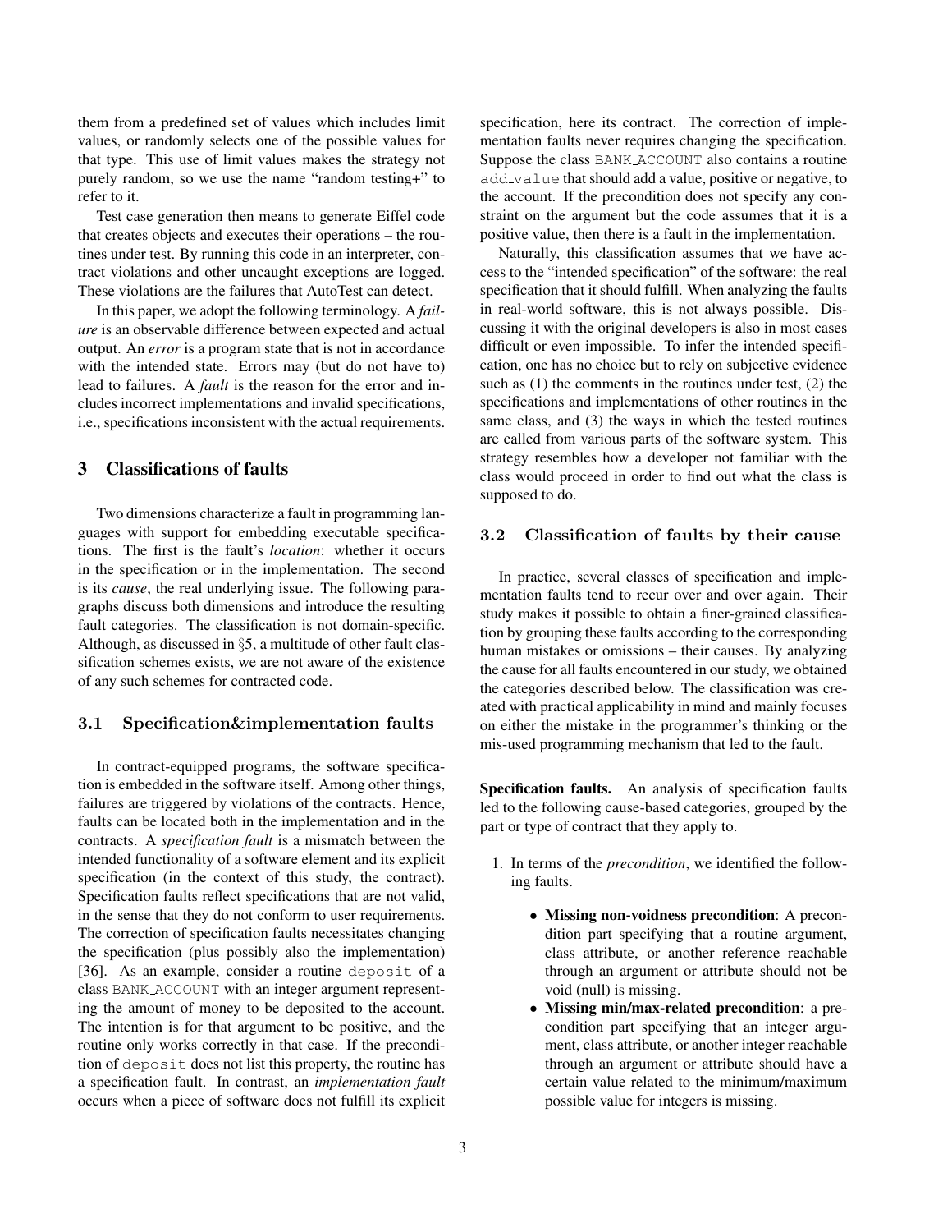them from a predefined set of values which includes limit values, or randomly selects one of the possible values for that type. This use of limit values makes the strategy not purely random, so we use the name "random testing+" to refer to it.

Test case generation then means to generate Eiffel code that creates objects and executes their operations – the routines under test. By running this code in an interpreter, contract violations and other uncaught exceptions are logged. These violations are the failures that AutoTest can detect.

In this paper, we adopt the following terminology. A *failure* is an observable difference between expected and actual output. An *error* is a program state that is not in accordance with the intended state. Errors may (but do not have to) lead to failures. A *fault* is the reason for the error and includes incorrect implementations and invalid specifications, i.e., specifications inconsistent with the actual requirements.

## 3 Classifications of faults

Two dimensions characterize a fault in programming languages with support for embedding executable specifications. The first is the fault's *location*: whether it occurs in the specification or in the implementation. The second is its *cause*, the real underlying issue. The following paragraphs discuss both dimensions and introduce the resulting fault categories. The classification is not domain-specific. Although, as discussed in §5, a multitude of other fault classification schemes exists, we are not aware of the existence of any such schemes for contracted code.

### 3.1 Specification&implementation faults

In contract-equipped programs, the software specification is embedded in the software itself. Among other things, failures are triggered by violations of the contracts. Hence, faults can be located both in the implementation and in the contracts. A *specification fault* is a mismatch between the intended functionality of a software element and its explicit specification (in the context of this study, the contract). Specification faults reflect specifications that are not valid, in the sense that they do not conform to user requirements. The correction of specification faults necessitates changing the specification (plus possibly also the implementation) [36]. As an example, consider a routine `deposit` of a class `BANK_ACCOUNT` with an integer argument representing the amount of money to be deposited to the account. The intention is for that argument to be positive, and the routine only works correctly in that case. If the precondition of `deposit` does not list this property, the routine has a specification fault. In contrast, an *implementation fault* occurs when a piece of software does not fulfill its explicit specification, here its contract. The correction of implementation faults never requires changing the specification. Suppose the class `BANK_ACCOUNT` also contains a routine `add_value` that should add a value, positive or negative, to the account. If the precondition does not specify any constraint on the argument but the code assumes that it is a positive value, then there is a fault in the implementation.

Naturally, this classification assumes that we have access to the "intended specification" of the software: the real specification that it should fulfill. When analyzing the faults in real-world software, this is not always possible. Discussing it with the original developers is also in most cases difficult or even impossible. To infer the intended specification, one has no choice but to rely on subjective evidence such as (1) the comments in the routines under test, (2) the specifications and implementations of other routines in the same class, and (3) the ways in which the tested routines are called from various parts of the software system. This strategy resembles how a developer not familiar with the class would proceed in order to find out what the class is supposed to do.

### 3.2 Classification of faults by their cause

In practice, several classes of specification and implementation faults tend to recur over and over again. Their study makes it possible to obtain a finer-grained classification by grouping these faults according to the corresponding human mistakes or omissions – their causes. By analyzing the cause for all faults encountered in our study, we obtained the categories described below. The classification was created with practical applicability in mind and mainly focuses on either the mistake in the programmer's thinking or the mis-used programming mechanism that led to the fault.

**Specification faults.** An analysis of specification faults led to the following cause-based categories, grouped by the part or type of contract that they apply to.

1. In terms of the *precondition*, we identified the following faults.
   - **Missing non-voidness precondition**: A precondition part specifying that a routine argument, class attribute, or another reference reachable through an argument or attribute should not be void (null) is missing.
   - **Missing min/max-related precondition**: a precondition part specifying that an integer argument, class attribute, or another integer reachable through an argument or attribute should have a certain value related to the minimum/maximum possible value for integers is missing.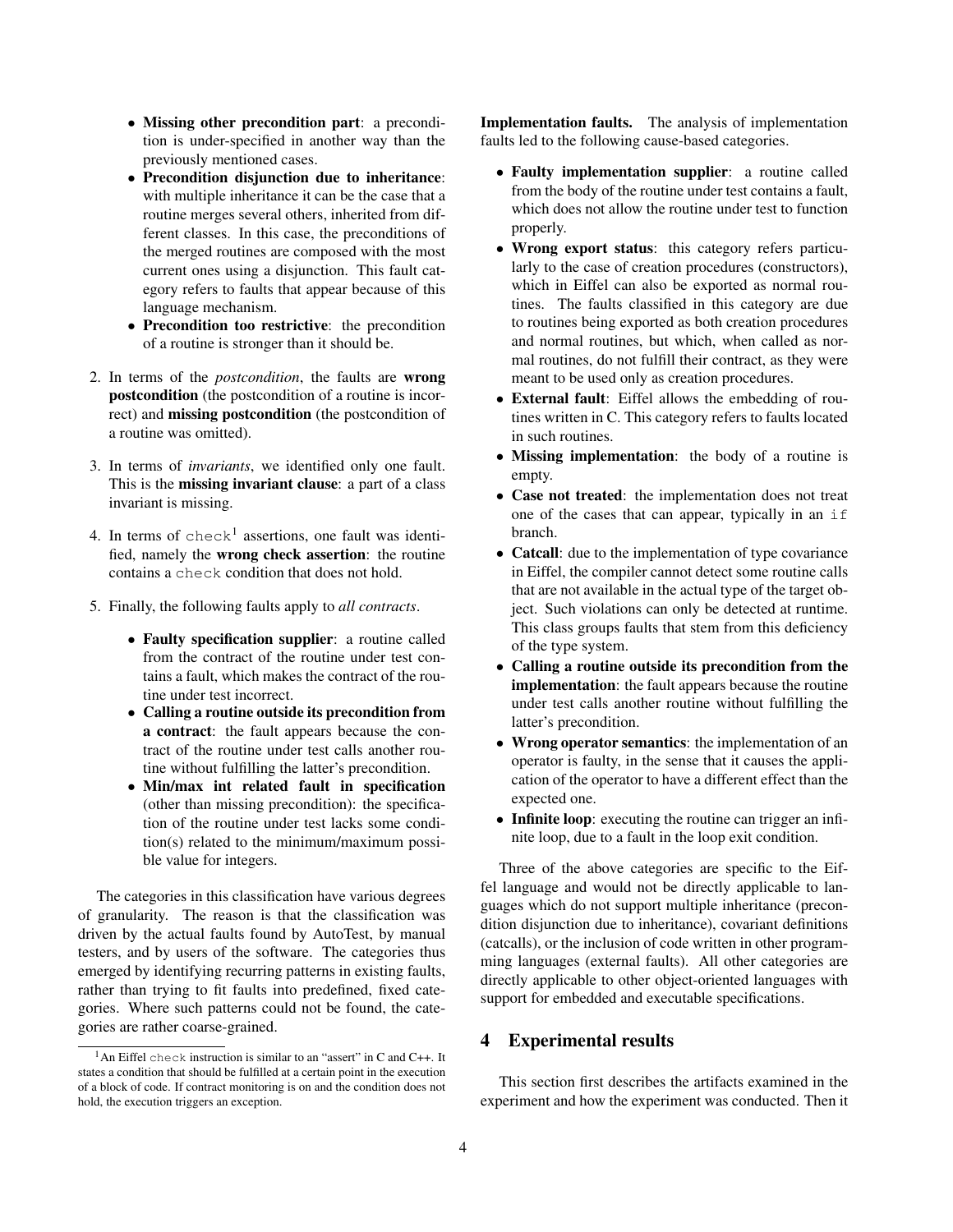- **Missing other precondition part**: a precondition is under-specified in another way than the previously mentioned cases.
- **Precondition disjunction due to inheritance**: with multiple inheritance it can be the case that a routine merges several others, inherited from different classes. In this case, the preconditions of the merged routines are composed with the most current ones using a disjunction. This fault category refers to faults that appear because of this language mechanism.
- **Precondition too restrictive**: the precondition of a routine is stronger than it should be.

2. In terms of the *postcondition*, the faults are **wrong postcondition** (the postcondition of a routine is incorrect) and **missing postcondition** (the postcondition of a routine was omitted).

3. In terms of *invariants*, we identified only one fault. This is the **missing invariant clause**: a part of a class invariant is missing.

4. In terms of `check`[1] assertions, one fault was identified, namely the **wrong check assertion**: the routine contains a `check` condition that does not hold.

5. Finally, the following faults apply to *all contracts*.

   - **Faulty specification supplier**: a routine called from the contract of the routine under test contains a fault, which makes the contract of the routine under test incorrect.
   - **Calling a routine outside its precondition from a contract**: the fault appears because the contract of the routine under test calls another routine without fulfilling the latter's precondition.
   - **Min/max int related fault in specification** (other than missing precondition): the specification of the routine under test lacks some condition(s) related to the minimum/maximum possible value for integers.

The categories in this classification have various degrees of granularity. The reason is that the classification was driven by the actual faults found by AutoTest, by manual testers, and by users of the software. The categories thus emerged by identifying recurring patterns in existing faults, rather than trying to fit faults into predefined, fixed categories. Where such patterns could not be found, the categories are rather coarse-grained.

[1] An Eiffel `check` instruction is similar to an "assert" in C and C++. It states a condition that should be fulfilled at a certain point in the execution of a block of code. If contract monitoring is on and the condition does not hold, the execution triggers an exception.

**Implementation faults.** The analysis of implementation faults led to the following cause-based categories.

- **Faulty implementation supplier**: a routine called from the body of the routine under test contains a fault, which does not allow the routine under test to function properly.
- **Wrong export status**: this category refers particularly to the case of creation procedures (constructors), which in Eiffel can also be exported as normal routines. The faults classified in this category are due to routines being exported as both creation procedures and normal routines, but which, when called as normal routines, do not fulfill their contract, as they were meant to be used only as creation procedures.
- **External fault**: Eiffel allows the embedding of routines written in C. This category refers to faults located in such routines.
- **Missing implementation**: the body of a routine is empty.
- **Case not treated**: the implementation does not treat one of the cases that can appear, typically in an `if` branch.
- **Catcall**: due to the implementation of type covariance in Eiffel, the compiler cannot detect some routine calls that are not available in the actual type of the target object. Such violations can only be detected at runtime. This class groups faults that stem from this deficiency of the type system.
- **Calling a routine outside its precondition from the implementation**: the fault appears because the routine under test calls another routine without fulfilling the latter's precondition.
- **Wrong operator semantics**: the implementation of an operator is faulty, in the sense that it causes the application of the operator to have a different effect than the expected one.
- **Infinite loop**: executing the routine can trigger an infinite loop, due to a fault in the loop exit condition.

Three of the above categories are specific to the Eiffel language and would not be directly applicable to languages which do not support multiple inheritance (precondition disjunction due to inheritance), covariant definitions (catcalls), or the inclusion of code written in other programming languages (external faults). All other categories are directly applicable to other object-oriented languages with support for embedded and executable specifications.

## 4 Experimental results

This section first describes the artifacts examined in the experiment and how the experiment was conducted. Then it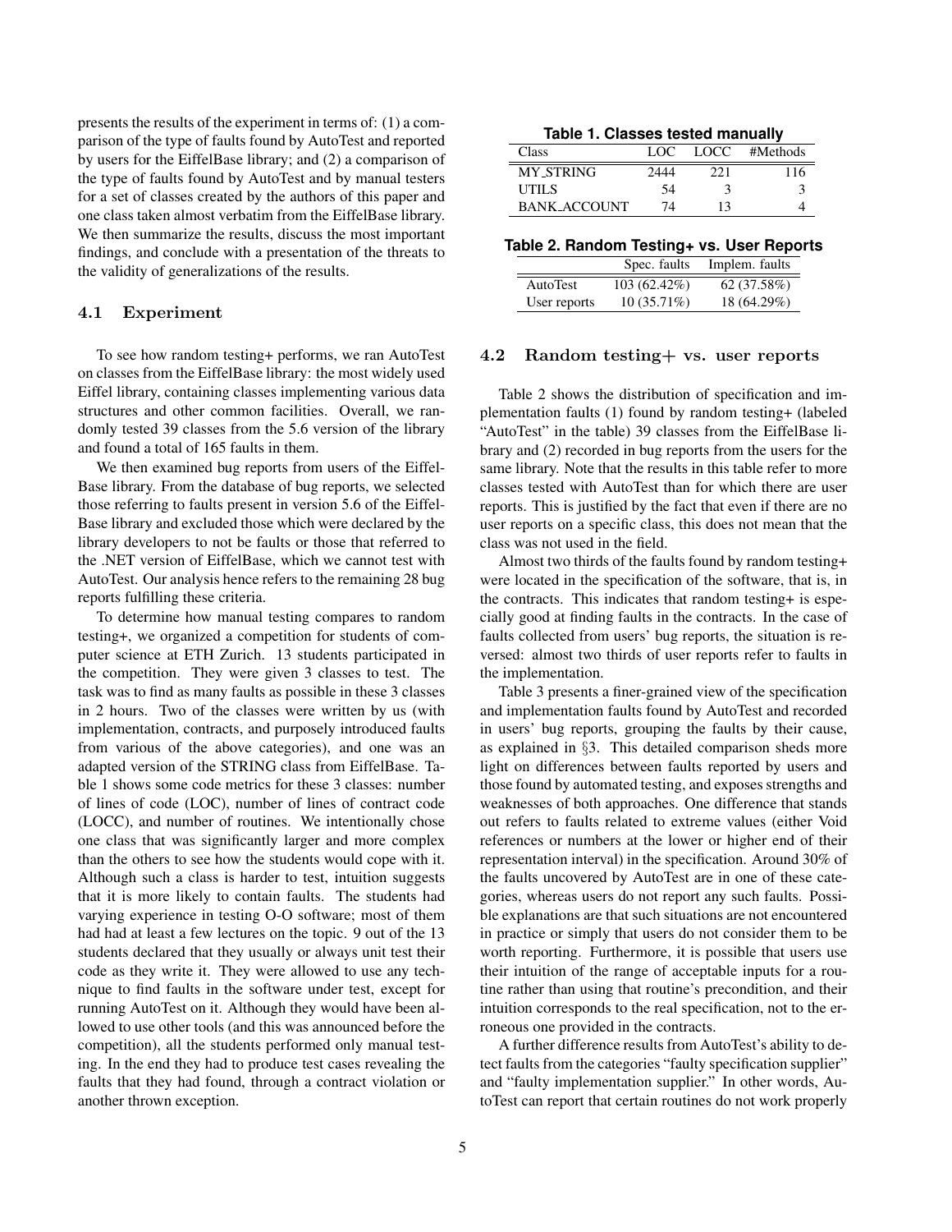presents the results of the experiment in terms of: (1) a comparison of the type of faults found by AutoTest and reported by users for the EiffelBase library; and (2) a comparison of the type of faults found by AutoTest and by manual testers for a set of classes created by the authors of this paper and one class taken almost verbatim from the EiffelBase library. We then summarize the results, discuss the most important findings, and conclude with a presentation of the threats to the validity of generalizations of the results.

### 4.1 Experiment

To see how random testing+ performs, we ran AutoTest on classes from the EiffelBase library: the most widely used Eiffel library, containing classes implementing various data structures and other common facilities. Overall, we randomly tested 39 classes from the 5.6 version of the library and found a total of 165 faults in them.

We then examined bug reports from users of the EiffelBase library. From the database of bug reports, we selected those referring to faults present in version 5.6 of the EiffelBase library and excluded those which were declared by the library developers to not be faults or those that referred to the .NET version of EiffelBase, which we cannot test with AutoTest. Our analysis hence refers to the remaining 28 bug reports fulfilling these criteria.

To determine how manual testing compares to random testing+, we organized a competition for students of computer science at ETH Zurich. 13 students participated in the competition. They were given 3 classes to test. The task was to find as many faults as possible in these 3 classes in 2 hours. Two of the classes were written by us (with implementation, contracts, and purposely introduced faults from various of the above categories), and one was an adapted version of the STRING class from EiffelBase. Table 1 shows some code metrics for these 3 classes: number of lines of code (LOC), number of lines of contract code (LOCC), and number of routines. We intentionally chose one class that was significantly larger and more complex than the others to see how the students would cope with it. Although such a class is harder to test, intuition suggests that it is more likely to contain faults. The students had varying experience in testing O-O software; most of them had had at least a few lectures on the topic. 9 out of the 13 students declared that they usually or always unit test their code as they write it. They were allowed to use any technique to find faults in the software under test, except for running AutoTest on it. Although they would have been allowed to use other tools (and this was announced before the competition), all the students performed only manual testing. In the end they had to produce test cases revealing the faults that they had found, through a contract violation or another thrown exception.

**Table 1. Classes tested manually**

| Class | LOC | LOCC | #Methods |
|---|---|---|---|
| MY_STRING | 2444 | 221 | 116 |
| UTILS | 54 | 3 | 3 |
| BANK_ACCOUNT | 74 | 13 | 4 |

**Table 2. Random Testing+ vs. User Reports**

| | Spec. faults | Implem. faults |
|---|---|---|
| AutoTest | 103 (62.42%) | 62 (37.58%) |
| User reports | 10 (35.71%) | 18 (64.29%) |

### 4.2 Random testing+ vs. user reports

Table 2 shows the distribution of specification and implementation faults (1) found by random testing+ (labeled "AutoTest" in the table) 39 classes from the EiffelBase library and (2) recorded in bug reports from the users for the same library. Note that the results in this table refer to more classes tested with AutoTest than for which there are user reports. This is justified by the fact that even if there are no user reports on a specific class, this does not mean that the class was not used in the field.

Almost two thirds of the faults found by random testing+ were located in the specification of the software, that is, in the contracts. This indicates that random testing+ is especially good at finding faults in the contracts. In the case of faults collected from users' bug reports, the situation is reversed: almost two thirds of user reports refer to faults in the implementation.

Table 3 presents a finer-grained view of the specification and implementation faults found by AutoTest and recorded in users' bug reports, grouping the faults by their cause, as explained in §3. This detailed comparison sheds more light on differences between faults reported by users and those found by automated testing, and exposes strengths and weaknesses of both approaches. One difference that stands out refers to faults related to extreme values (either Void references or numbers at the lower or higher end of their representation interval) in the specification. Around 30% of the faults uncovered by AutoTest are in one of these categories, whereas users do not report any such faults. Possible explanations are that such situations are not encountered in practice or simply that users do not consider them to be worth reporting. Furthermore, it is possible that users use their intuition of the range of acceptable inputs for a routine rather than using that routine's precondition, and their intuition corresponds to the real specification, not to the erroneous one provided in the contracts.

A further difference results from AutoTest's ability to detect faults from the categories "faulty specification supplier" and "faulty implementation supplier." In other words, AutoTest can report that certain routines do not work properly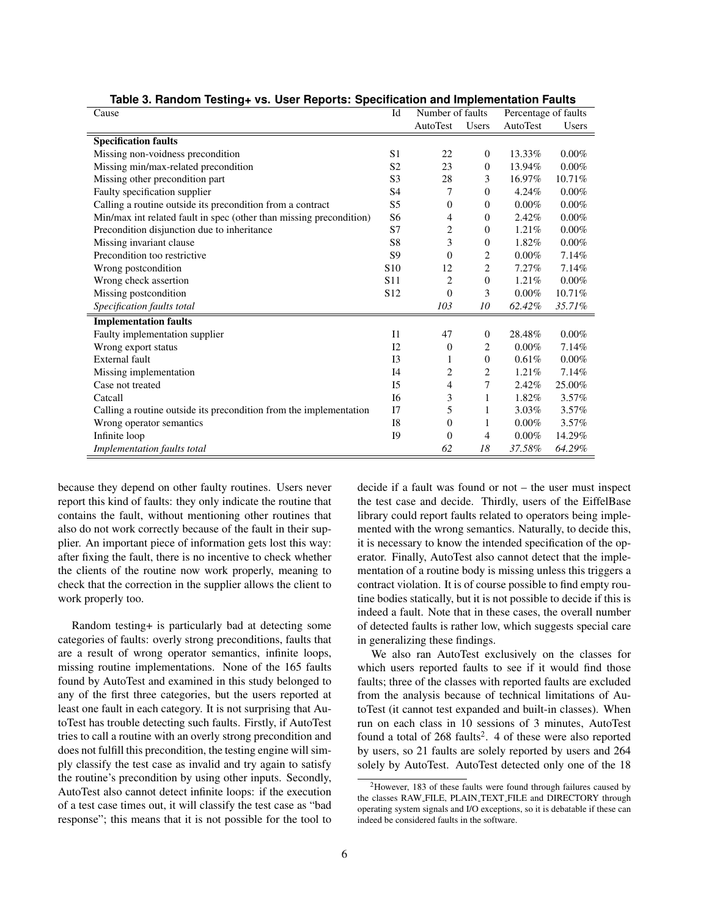**Table 3. Random Testing+ vs. User Reports: Specification and Implementation Faults**

| Cause | Id | Number of faults | | Percentage of faults | |
|---|---|---|---|---|---|
| | | AutoTest | Users | AutoTest | Users |
| **Specification faults** | | | | | |
| Missing non-voidness precondition | S1 | 22 | 0 | 13.33% | 0.00% |
| Missing min/max-related precondition | S2 | 23 | 0 | 13.94% | 0.00% |
| Missing other precondition part | S3 | 28 | 3 | 16.97% | 10.71% |
| Faulty specification supplier | S4 | 7 | 0 | 4.24% | 0.00% |
| Calling a routine outside its precondition from a contract | S5 | 0 | 0 | 0.00% | 0.00% |
| Min/max int related fault in spec (other than missing precondition) | S6 | 4 | 0 | 2.42% | 0.00% |
| Precondition disjunction due to inheritance | S7 | 2 | 0 | 1.21% | 0.00% |
| Missing invariant clause | S8 | 3 | 0 | 1.82% | 0.00% |
| Precondition too restrictive | S9 | 0 | 2 | 0.00% | 7.14% |
| Wrong postcondition | S10 | 12 | 2 | 7.27% | 7.14% |
| Wrong check assertion | S11 | 2 | 0 | 1.21% | 0.00% |
| Missing postcondition | S12 | 0 | 3 | 0.00% | 10.71% |
| *Specification faults total* | | *103* | *10* | *62.42%* | *35.71%* |
| **Implementation faults** | | | | | |
| Faulty implementation supplier | I1 | 47 | 0 | 28.48% | 0.00% |
| Wrong export status | I2 | 0 | 2 | 0.00% | 7.14% |
| External fault | I3 | 1 | 0 | 0.61% | 0.00% |
| Missing implementation | I4 | 2 | 2 | 1.21% | 7.14% |
| Case not treated | I5 | 4 | 7 | 2.42% | 25.00% |
| Catcall | I6 | 3 | 1 | 1.82% | 3.57% |
| Calling a routine outside its precondition from the implementation | I7 | 5 | 1 | 3.03% | 3.57% |
| Wrong operator semantics | I8 | 0 | 1 | 0.00% | 3.57% |
| Infinite loop | I9 | 0 | 4 | 0.00% | 14.29% |
| *Implementation faults total* | | *62* | *18* | *37.58%* | *64.29%* |

because they depend on other faulty routines. Users never report this kind of faults: they only indicate the routine that contains the fault, without mentioning other routines that also do not work correctly because of the fault in their supplier. An important piece of information gets lost this way: after fixing the fault, there is no incentive to check whether the clients of the routine now work properly, meaning to check that the correction in the supplier allows the client to work properly too.

Random testing+ is particularly bad at detecting some categories of faults: overly strong preconditions, faults that are a result of wrong operator semantics, infinite loops, missing routine implementations. None of the 165 faults found by AutoTest and examined in this study belonged to any of the first three categories, but the users reported at least one fault in each category. It is not surprising that AutoTest has trouble detecting such faults. Firstly, if AutoTest tries to call a routine with an overly strong precondition and does not fulfill this precondition, the testing engine will simply classify the test case as invalid and try again to satisfy the routine's precondition by using other inputs. Secondly, AutoTest also cannot detect infinite loops: if the execution of a test case times out, it will classify the test case as "bad response"; this means that it is not possible for the tool to decide if a fault was found or not – the user must inspect the test case and decide. Thirdly, users of the EiffelBase library could report faults related to operators being implemented with the wrong semantics. Naturally, to decide this, it is necessary to know the intended specification of the operator. Finally, AutoTest also cannot detect that the implementation of a routine body is missing unless this triggers a contract violation. It is of course possible to find empty routine bodies statically, but it is not possible to decide if this is indeed a fault. Note that in these cases, the overall number of detected faults is rather low, which suggests special care in generalizing these findings.

We also ran AutoTest exclusively on the classes for which users reported faults to see if it would find those faults; three of the classes with reported faults are excluded from the analysis because of technical limitations of AutoTest (it cannot test expanded and built-in classes). When run on each class in 10 sessions of 3 minutes, AutoTest found a total of 268 faults[2]. 4 of these were also reported by users, so 21 faults are solely reported by users and 264 solely by AutoTest. AutoTest detected only one of the 18

[2]However, 183 of these faults were found through failures caused by the classes RAW_FILE, PLAIN_TEXT_FILE and DIRECTORY through operating system signals and I/O exceptions, so it is debatable if these can indeed be considered faults in the software.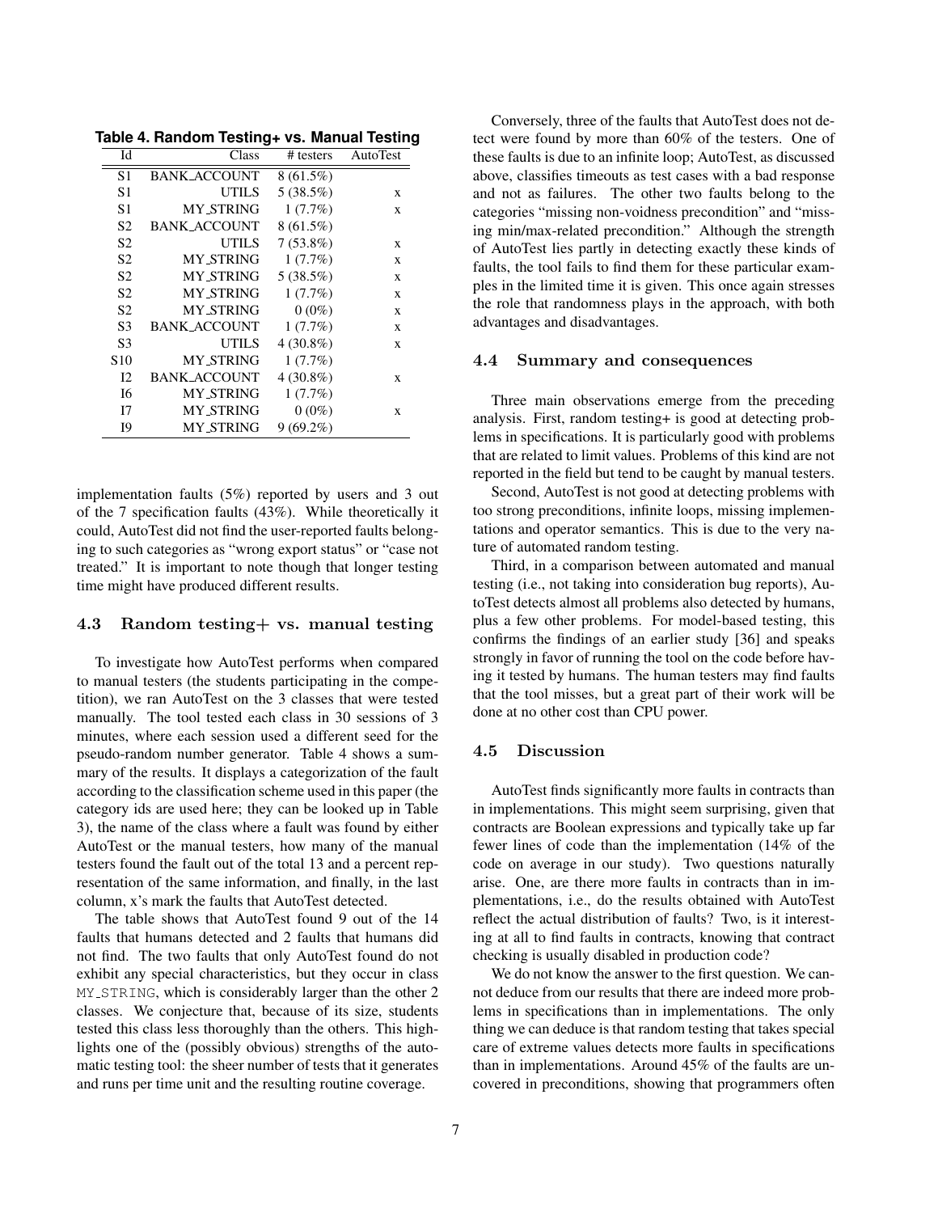**Table 4. Random Testing+ vs. Manual Testing**

| Id | Class | # testers | AutoTest |
|---|---|---|---|
| S1 | BANK_ACCOUNT | 8 (61.5%) | |
| S1 | UTILS | 5 (38.5%) | x |
| S1 | MY_STRING | 1 (7.7%) | x |
| S2 | BANK_ACCOUNT | 8 (61.5%) | |
| S2 | UTILS | 7 (53.8%) | x |
| S2 | MY_STRING | 1 (7.7%) | x |
| S2 | MY_STRING | 5 (38.5%) | x |
| S2 | MY_STRING | 1 (7.7%) | x |
| S2 | MY_STRING | 0 (0%) | x |
| S3 | BANK_ACCOUNT | 1 (7.7%) | x |
| S3 | UTILS | 4 (30.8%) | x |
| S10 | MY_STRING | 1 (7.7%) | |
| I2 | BANK_ACCOUNT | 4 (30.8%) | x |
| I6 | MY_STRING | 1 (7.7%) | |
| I7 | MY_STRING | 0 (0%) | x |
| I9 | MY_STRING | 9 (69.2%) | |

implementation faults (5%) reported by users and 3 out of the 7 specification faults (43%). While theoretically it could, AutoTest did not find the user-reported faults belonging to such categories as "wrong export status" or "case not treated." It is important to note though that longer testing time might have produced different results.

### 4.3 Random testing+ vs. manual testing

To investigate how AutoTest performs when compared to manual testers (the students participating in the competition), we ran AutoTest on the 3 classes that were tested manually. The tool tested each class in 30 sessions of 3 minutes, where each session used a different seed for the pseudo-random number generator. Table 4 shows a summary of the results. It displays a categorization of the fault according to the classification scheme used in this paper (the category ids are used here; they can be looked up in Table 3), the name of the class where a fault was found by either AutoTest or the manual testers, how many of the manual testers found the fault out of the total 13 and a percent representation of the same information, and finally, in the last column, x's mark the faults that AutoTest detected.

The table shows that AutoTest found 9 out of the 14 faults that humans detected and 2 faults that humans did not find. The two faults that only AutoTest found do not exhibit any special characteristics, but they occur in class MY_STRING, which is considerably larger than the other 2 classes. We conjecture that, because of its size, students tested this class less thoroughly than the others. This highlights one of the (possibly obvious) strengths of the automatic testing tool: the sheer number of tests that it generates and runs per time unit and the resulting routine coverage.

Conversely, three of the faults that AutoTest does not detect were found by more than 60% of the testers. One of these faults is due to an infinite loop; AutoTest, as discussed above, classifies timeouts as test cases with a bad response and not as failures. The other two faults belong to the categories "missing non-voidness precondition" and "missing min/max-related precondition." Although the strength of AutoTest lies partly in detecting exactly these kinds of faults, the tool fails to find them for these particular examples in the limited time it is given. This once again stresses the role that randomness plays in the approach, with both advantages and disadvantages.

### 4.4 Summary and consequences

Three main observations emerge from the preceding analysis. First, random testing+ is good at detecting problems in specifications. It is particularly good with problems that are related to limit values. Problems of this kind are not reported in the field but tend to be caught by manual testers.

Second, AutoTest is not good at detecting problems with too strong preconditions, infinite loops, missing implementations and operator semantics. This is due to the very nature of automated random testing.

Third, in a comparison between automated and manual testing (i.e., not taking into consideration bug reports), AutoTest detects almost all problems also detected by humans, plus a few other problems. For model-based testing, this confirms the findings of an earlier study [36] and speaks strongly in favor of running the tool on the code before having it tested by humans. The human testers may find faults that the tool misses, but a great part of their work will be done at no other cost than CPU power.

### 4.5 Discussion

AutoTest finds significantly more faults in contracts than in implementations. This might seem surprising, given that contracts are Boolean expressions and typically take up far fewer lines of code than the implementation (14% of the code on average in our study). Two questions naturally arise. One, are there more faults in contracts than in implementations, i.e., do the results obtained with AutoTest reflect the actual distribution of faults? Two, is it interesting at all to find faults in contracts, knowing that contract checking is usually disabled in production code?

We do not know the answer to the first question. We cannot deduce from our results that there are indeed more problems in specifications than in implementations. The only thing we can deduce is that random testing that takes special care of extreme values detects more faults in specifications than in implementations. Around 45% of the faults are uncovered in preconditions, showing that programmers often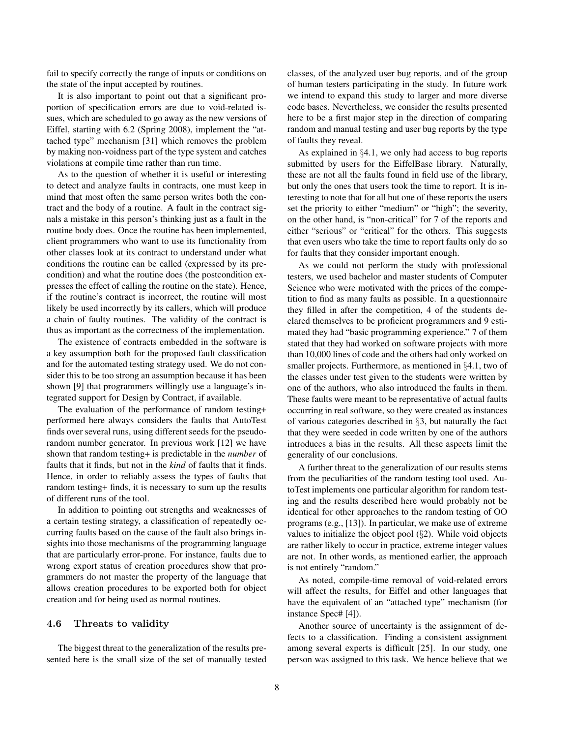fail to specify correctly the range of inputs or conditions on the state of the input accepted by routines.

It is also important to point out that a significant proportion of specification errors are due to void-related issues, which are scheduled to go away as the new versions of Eiffel, starting with 6.2 (Spring 2008), implement the "attached type" mechanism [31] which removes the problem by making non-voidness part of the type system and catches violations at compile time rather than run time.

As to the question of whether it is useful or interesting to detect and analyze faults in contracts, one must keep in mind that most often the same person writes both the contract and the body of a routine. A fault in the contract signals a mistake in this person's thinking just as a fault in the routine body does. Once the routine has been implemented, client programmers who want to use its functionality from other classes look at its contract to understand under what conditions the routine can be called (expressed by its precondition) and what the routine does (the postcondition expresses the effect of calling the routine on the state). Hence, if the routine's contract is incorrect, the routine will most likely be used incorrectly by its callers, which will produce a chain of faulty routines. The validity of the contract is thus as important as the correctness of the implementation.

The existence of contracts embedded in the software is a key assumption both for the proposed fault classification and for the automated testing strategy used. We do not consider this to be too strong an assumption because it has been shown [9] that programmers willingly use a language's integrated support for Design by Contract, if available.

The evaluation of the performance of random testing+ performed here always considers the faults that AutoTest finds over several runs, using different seeds for the pseudorandom number generator. In previous work [12] we have shown that random testing+ is predictable in the *number* of faults that it finds, but not in the *kind* of faults that it finds. Hence, in order to reliably assess the types of faults that random testing+ finds, it is necessary to sum up the results of different runs of the tool.

In addition to pointing out strengths and weaknesses of a certain testing strategy, a classification of repeatedly occurring faults based on the cause of the fault also brings insights into those mechanisms of the programming language that are particularly error-prone. For instance, faults due to wrong export status of creation procedures show that programmers do not master the property of the language that allows creation procedures to be exported both for object creation and for being used as normal routines.

### 4.6 Threats to validity

The biggest threat to the generalization of the results presented here is the small size of the set of manually tested classes, of the analyzed user bug reports, and of the group of human testers participating in the study. In future work we intend to expand this study to larger and more diverse code bases. Nevertheless, we consider the results presented here to be a first major step in the direction of comparing random and manual testing and user bug reports by the type of faults they reveal.

As explained in §4.1, we only had access to bug reports submitted by users for the EiffelBase library. Naturally, these are not all the faults found in field use of the library, but only the ones that users took the time to report. It is interesting to note that for all but one of these reports the users set the priority to either "medium" or "high"; the severity, on the other hand, is "non-critical" for 7 of the reports and either "serious" or "critical" for the others. This suggests that even users who take the time to report faults only do so for faults that they consider important enough.

As we could not perform the study with professional testers, we used bachelor and master students of Computer Science who were motivated with the prices of the competition to find as many faults as possible. In a questionnaire they filled in after the competition, 4 of the students declared themselves to be proficient programmers and 9 estimated they had "basic programming experience." 7 of them stated that they had worked on software projects with more than 10,000 lines of code and the others had only worked on smaller projects. Furthermore, as mentioned in §4.1, two of the classes under test given to the students were written by one of the authors, who also introduced the faults in them. These faults were meant to be representative of actual faults occurring in real software, so they were created as instances of various categories described in §3, but naturally the fact that they were seeded in code written by one of the authors introduces a bias in the results. All these aspects limit the generality of our conclusions.

A further threat to the generalization of our results stems from the peculiarities of the random testing tool used. AutoTest implements one particular algorithm for random testing and the results described here would probably not be identical for other approaches to the random testing of OO programs (e.g., [13]). In particular, we make use of extreme values to initialize the object pool (§2). While void objects are rather likely to occur in practice, extreme integer values are not. In other words, as mentioned earlier, the approach is not entirely "random."

As noted, compile-time removal of void-related errors will affect the results, for Eiffel and other languages that have the equivalent of an "attached type" mechanism (for instance Spec# [4]).

Another source of uncertainty is the assignment of defects to a classification. Finding a consistent assignment among several experts is difficult [25]. In our study, one person was assigned to this task. We hence believe that we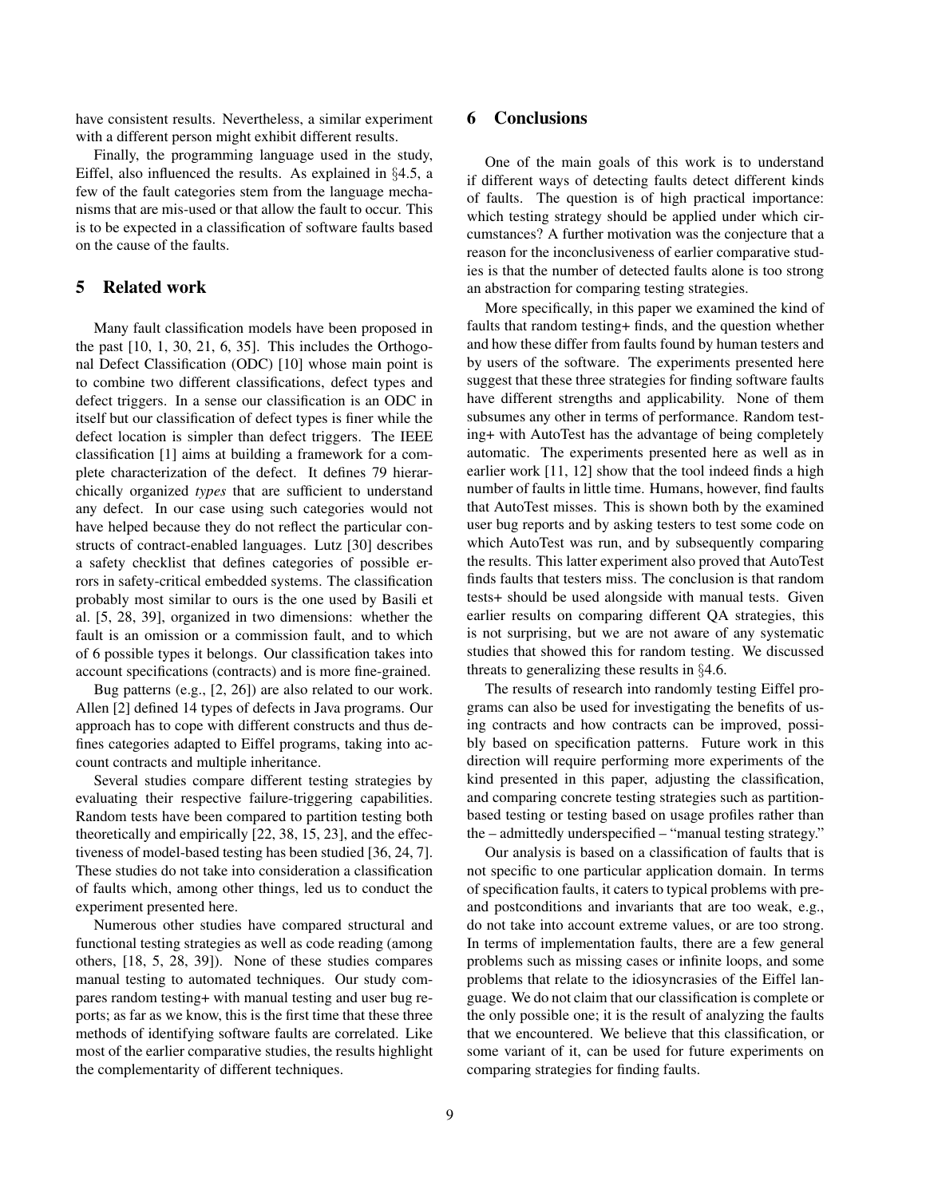have consistent results. Nevertheless, a similar experiment with a different person might exhibit different results.

Finally, the programming language used in the study, Eiffel, also influenced the results. As explained in §4.5, a few of the fault categories stem from the language mechanisms that are mis-used or that allow the fault to occur. This is to be expected in a classification of software faults based on the cause of the faults.

## 5 Related work

Many fault classification models have been proposed in the past [10, 1, 30, 21, 6, 35]. This includes the Orthogonal Defect Classification (ODC) [10] whose main point is to combine two different classifications, defect types and defect triggers. In a sense our classification is an ODC in itself but our classification of defect types is finer while the defect location is simpler than defect triggers. The IEEE classification [1] aims at building a framework for a complete characterization of the defect. It defines 79 hierarchically organized *types* that are sufficient to understand any defect. In our case using such categories would not have helped because they do not reflect the particular constructs of contract-enabled languages. Lutz [30] describes a safety checklist that defines categories of possible errors in safety-critical embedded systems. The classification probably most similar to ours is the one used by Basili et al. [5, 28, 39], organized in two dimensions: whether the fault is an omission or a commission fault, and to which of 6 possible types it belongs. Our classification takes into account specifications (contracts) and is more fine-grained.

Bug patterns (e.g., [2, 26]) are also related to our work. Allen [2] defined 14 types of defects in Java programs. Our approach has to cope with different constructs and thus defines categories adapted to Eiffel programs, taking into account contracts and multiple inheritance.

Several studies compare different testing strategies by evaluating their respective failure-triggering capabilities. Random tests have been compared to partition testing both theoretically and empirically [22, 38, 15, 23], and the effectiveness of model-based testing has been studied [36, 24, 7]. These studies do not take into consideration a classification of faults which, among other things, led us to conduct the experiment presented here.

Numerous other studies have compared structural and functional testing strategies as well as code reading (among others, [18, 5, 28, 39]). None of these studies compares manual testing to automated techniques. Our study compares random testing+ with manual testing and user bug reports; as far as we know, this is the first time that these three methods of identifying software faults are correlated. Like most of the earlier comparative studies, the results highlight the complementarity of different techniques.

## 6 Conclusions

One of the main goals of this work is to understand if different ways of detecting faults detect different kinds of faults. The question is of high practical importance: which testing strategy should be applied under which circumstances? A further motivation was the conjecture that a reason for the inconclusiveness of earlier comparative studies is that the number of detected faults alone is too strong an abstraction for comparing testing strategies.

More specifically, in this paper we examined the kind of faults that random testing+ finds, and the question whether and how these differ from faults found by human testers and by users of the software. The experiments presented here suggest that these three strategies for finding software faults have different strengths and applicability. None of them subsumes any other in terms of performance. Random testing+ with AutoTest has the advantage of being completely automatic. The experiments presented here as well as in earlier work [11, 12] show that the tool indeed finds a high number of faults in little time. Humans, however, find faults that AutoTest misses. This is shown both by the examined user bug reports and by asking testers to test some code on which AutoTest was run, and by subsequently comparing the results. This latter experiment also proved that AutoTest finds faults that testers miss. The conclusion is that random tests+ should be used alongside with manual tests. Given earlier results on comparing different QA strategies, this is not surprising, but we are not aware of any systematic studies that showed this for random testing. We discussed threats to generalizing these results in §4.6.

The results of research into randomly testing Eiffel programs can also be used for investigating the benefits of using contracts and how contracts can be improved, possibly based on specification patterns. Future work in this direction will require performing more experiments of the kind presented in this paper, adjusting the classification, and comparing concrete testing strategies such as partition-based testing or testing based on usage profiles rather than the – admittedly underspecified – "manual testing strategy."

Our analysis is based on a classification of faults that is not specific to one particular application domain. In terms of specification faults, it caters to typical problems with pre- and postconditions and invariants that are too weak, e.g., do not take into account extreme values, or are too strong. In terms of implementation faults, there are a few general problems such as missing cases or infinite loops, and some problems that relate to the idiosyncrasies of the Eiffel language. We do not claim that our classification is complete or the only possible one; it is the result of analyzing the faults that we encountered. We believe that this classification, or some variant of it, can be used for future experiments on comparing strategies for finding faults.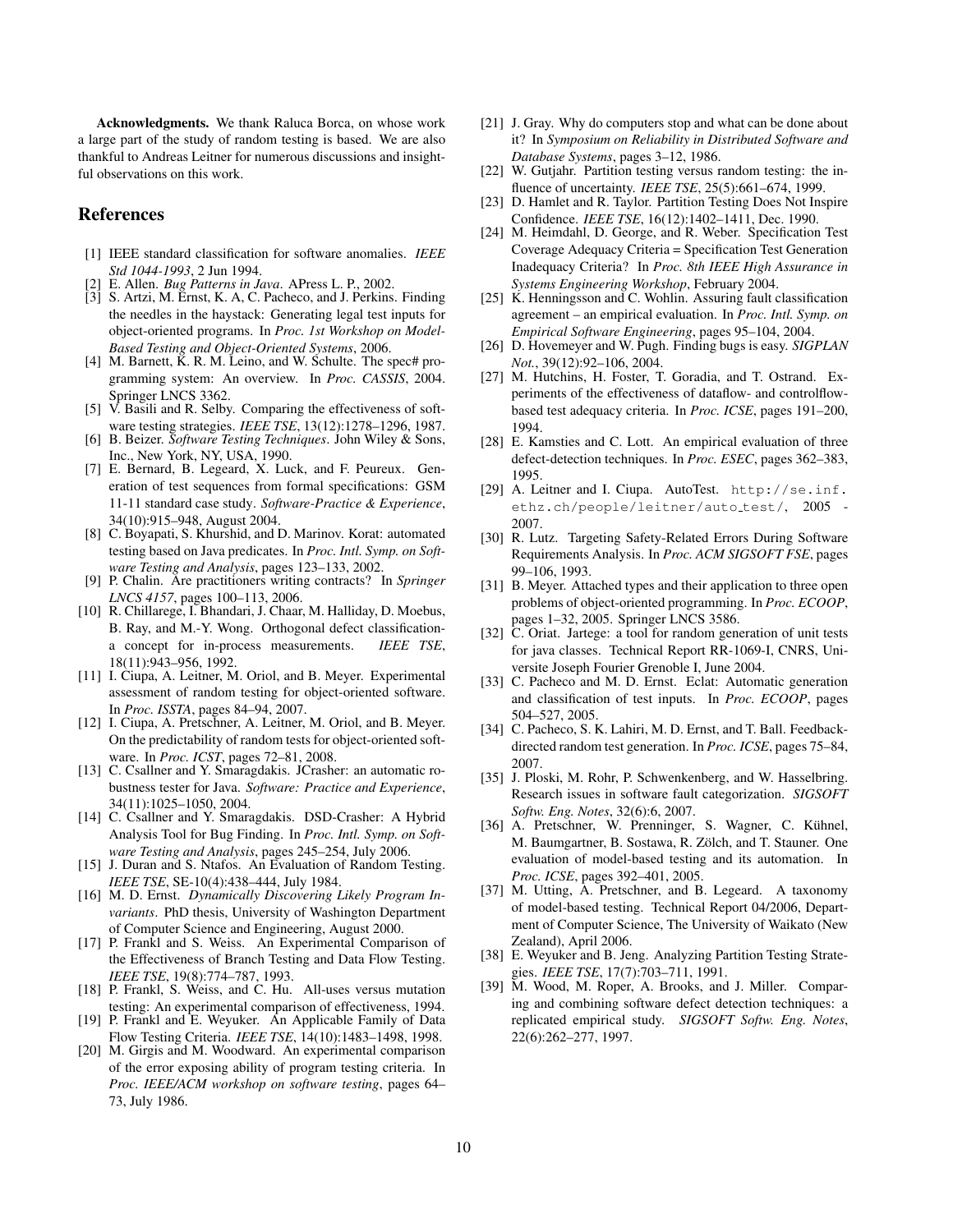**Acknowledgments.** We thank Raluca Borca, on whose work a large part of the study of random testing is based. We are also thankful to Andreas Leitner for numerous discussions and insightful observations on this work.

## References

[1] IEEE standard classification for software anomalies. *IEEE Std 1044-1993*, 2 Jun 1994.

[2] E. Allen. *Bug Patterns in Java*. APress L. P., 2002.

[3] S. Artzi, M. Ernst, K. A, C. Pacheco, and J. Perkins. Finding the needles in the haystack: Generating legal test inputs for object-oriented programs. In *Proc. 1st Workshop on Model-Based Testing and Object-Oriented Systems*, 2006.

[4] M. Barnett, K. R. M. Leino, and W. Schulte. The spec# programming system: An overview. In *Proc. CASSIS*, 2004. Springer LNCS 3362.

[5] V. Basili and R. Selby. Comparing the effectiveness of software testing strategies. *IEEE TSE*, 13(12):1278–1296, 1987.

[6] B. Beizer. *Software Testing Techniques*. John Wiley & Sons, Inc., New York, NY, USA, 1990.

[7] E. Bernard, B. Legeard, X. Luck, and F. Peureux. Generation of test sequences from formal specifications: GSM 11-11 standard case study. *Software-Practice & Experience*, 34(10):915–948, August 2004.

[8] C. Boyapati, S. Khurshid, and D. Marinov. Korat: automated testing based on Java predicates. In *Proc. Intl. Symp. on Software Testing and Analysis*, pages 123–133, 2002.

[9] P. Chalin. Are practitioners writing contracts? In *Springer LNCS 4157*, pages 100–113, 2006.

[10] R. Chillarege, I. Bhandari, J. Chaar, M. Halliday, D. Moebus, B. Ray, and M.-Y. Wong. Orthogonal defect classification-a concept for in-process measurements. *IEEE TSE*, 18(11):943–956, 1992.

[11] I. Ciupa, A. Leitner, M. Oriol, and B. Meyer. Experimental assessment of random testing for object-oriented software. In *Proc. ISSTA*, pages 84–94, 2007.

[12] I. Ciupa, A. Pretschner, A. Leitner, M. Oriol, and B. Meyer. On the predictability of random tests for object-oriented software. In *Proc. ICST*, pages 72–81, 2008.

[13] C. Csallner and Y. Smaragdakis. JCrasher: an automatic robustness tester for Java. *Software: Practice and Experience*, 34(11):1025–1050, 2004.

[14] C. Csallner and Y. Smaragdakis. DSD-Crasher: A Hybrid Analysis Tool for Bug Finding. In *Proc. Intl. Symp. on Software Testing and Analysis*, pages 245–254, July 2006.

[15] J. Duran and S. Ntafos. An Evaluation of Random Testing. *IEEE TSE*, SE-10(4):438–444, July 1984.

[16] M. D. Ernst. *Dynamically Discovering Likely Program Invariants*. PhD thesis, University of Washington Department of Computer Science and Engineering, August 2000.

[17] P. Frankl and S. Weiss. An Experimental Comparison of the Effectiveness of Branch Testing and Data Flow Testing. *IEEE TSE*, 19(8):774–787, 1993.

[18] P. Frankl, S. Weiss, and C. Hu. All-uses versus mutation testing: An experimental comparison of effectiveness, 1994.

[19] P. Frankl and E. Weyuker. An Applicable Family of Data Flow Testing Criteria. *IEEE TSE*, 14(10):1483–1498, 1998.

[20] M. Girgis and M. Woodward. An experimental comparison of the error exposing ability of program testing criteria. In *Proc. IEEE/ACM workshop on software testing*, pages 64–73, July 1986.

[21] J. Gray. Why do computers stop and what can be done about it? In *Symposium on Reliability in Distributed Software and Database Systems*, pages 3–12, 1986.

[22] W. Gutjahr. Partition testing versus random testing: the influence of uncertainty. *IEEE TSE*, 25(5):661–674, 1999.

[23] D. Hamlet and R. Taylor. Partition Testing Does Not Inspire Confidence. *IEEE TSE*, 16(12):1402–1411, Dec. 1990.

[24] M. Heimdahl, D. George, and R. Weber. Specification Test Coverage Adequacy Criteria = Specification Test Generation Inadequacy Criteria? In *Proc. 8th IEEE High Assurance in Systems Engineering Workshop*, February 2004.

[25] K. Henningsson and C. Wohlin. Assuring fault classification agreement – an empirical evaluation. In *Proc. Intl. Symp. on Empirical Software Engineering*, pages 95–104, 2004.

[26] D. Hovemeyer and W. Pugh. Finding bugs is easy. *SIGPLAN Not.*, 39(12):92–106, 2004.

[27] M. Hutchins, H. Foster, T. Goradia, and T. Ostrand. Experiments of the effectiveness of dataflow- and controlflow-based test adequacy criteria. In *Proc. ICSE*, pages 191–200, 1994.

[28] E. Kamsties and C. Lott. An empirical evaluation of three defect-detection techniques. In *Proc. ESEC*, pages 362–383, 1995.

[29] A. Leitner and I. Ciupa. AutoTest. `http://se.inf.ethz.ch/people/leitner/auto_test/`, 2005 - 2007.

[30] R. Lutz. Targeting Safety-Related Errors During Software Requirements Analysis. In *Proc. ACM SIGSOFT FSE*, pages 99–106, 1993.

[31] B. Meyer. Attached types and their application to three open problems of object-oriented programming. In *Proc. ECOOP*, pages 1–32, 2005. Springer LNCS 3586.

[32] C. Oriat. Jartege: a tool for random generation of unit tests for java classes. Technical Report RR-1069-I, CNRS, Universite Joseph Fourier Grenoble I, June 2004.

[33] C. Pacheco and M. D. Ernst. Eclat: Automatic generation and classification of test inputs. In *Proc. ECOOP*, pages 504–527, 2005.

[34] C. Pacheco, S. K. Lahiri, M. D. Ernst, and T. Ball. Feedback-directed random test generation. In *Proc. ICSE*, pages 75–84, 2007.

[35] J. Ploski, M. Rohr, P. Schwenkenberg, and W. Hasselbring. Research issues in software fault categorization. *SIGSOFT Softw. Eng. Notes*, 32(6):6, 2007.

[36] A. Pretschner, W. Prenninger, S. Wagner, C. Kühnel, M. Baumgartner, B. Sostawa, R. Zölch, and T. Stauner. One evaluation of model-based testing and its automation. In *Proc. ICSE*, pages 392–401, 2005.

[37] M. Utting, A. Pretschner, and B. Legeard. A taxonomy of model-based testing. Technical Report 04/2006, Department of Computer Science, The University of Waikato (New Zealand), April 2006.

[38] E. Weyuker and B. Jeng. Analyzing Partition Testing Strategies. *IEEE TSE*, 17(7):703–711, 1991.

[39] M. Wood, M. Roper, A. Brooks, and J. Miller. Comparing and combining software defect detection techniques: a replicated empirical study. *SIGSOFT Softw. Eng. Notes*, 22(6):262–277, 1997.